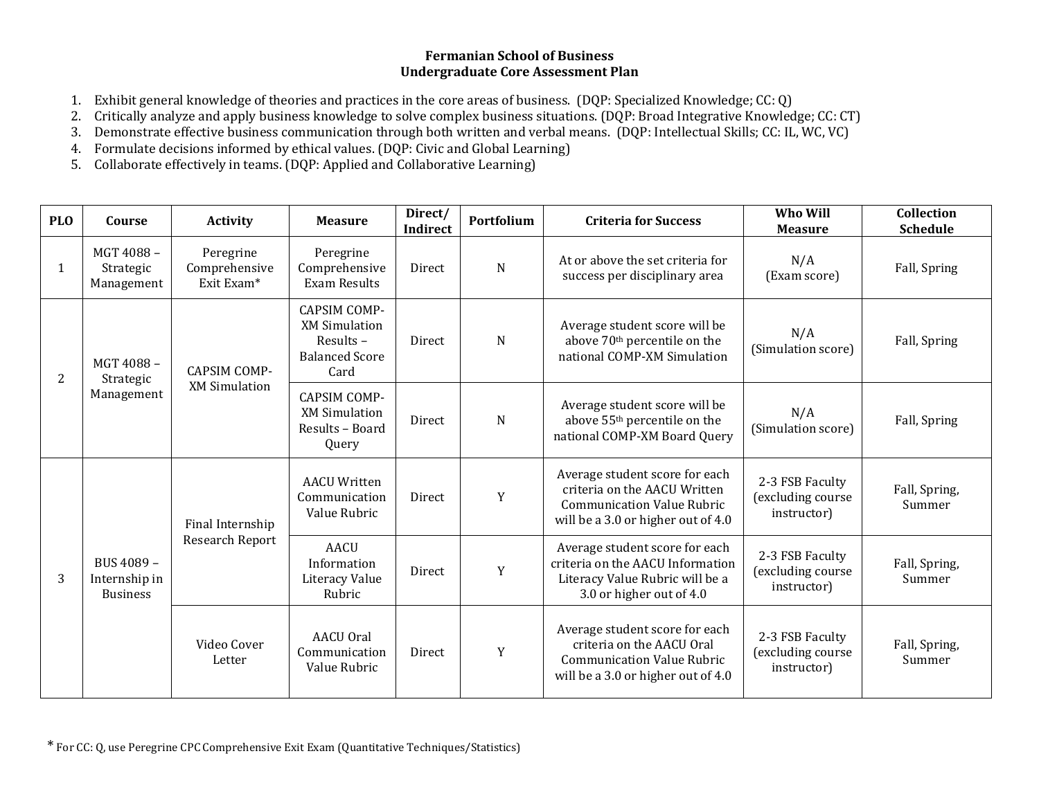# Fermanian School of Business
## Undergraduate Core Assessment Plan

1. Exhibit general knowledge of theories and practices in the core areas of business. (DQP: Specialized Knowledge; CC: Q)
2. Critically analyze and apply business knowledge to solve complex business situations. (DQP: Broad Integrative Knowledge; CC: CT)
3. Demonstrate effective business communication through both written and verbal means. (DQP: Intellectual Skills; CC: IL, WC, VC)
4. Formulate decisions informed by ethical values. (DQP: Civic and Global Learning)
5. Collaborate effectively in teams. (DQP: Applied and Collaborative Learning)

| PLO | Course | Activity | Measure | Direct/ Indirect | Portfolium | Criteria for Success | Who Will Measure | Collection Schedule |
|---|---|---|---|---|---|---|---|---|
| 1 | MGT 4088 – Strategic Management | Peregrine Comprehensive Exit Exam* | Peregrine Comprehensive Exam Results | Direct | N | At or above the set criteria for success per disciplinary area | N/A (Exam score) | Fall, Spring |
| 2 | MGT 4088 – Strategic Management | CAPSIM COMP-XM Simulation | CAPSIM COMP-XM Simulation Results – Balanced Score Card | Direct | N | Average student score will be above 70th percentile on the national COMP-XM Simulation | N/A (Simulation score) | Fall, Spring |
| | | | CAPSIM COMP-XM Simulation Results – Board Query | Direct | N | Average student score will be above 55th percentile on the national COMP-XM Board Query | N/A (Simulation score) | Fall, Spring |
| 3 | BUS 4089 – Internship in Business | Final Internship Research Report | AACU Written Communication Value Rubric | Direct | Y | Average student score for each criteria on the AACU Written Communication Value Rubric will be a 3.0 or higher out of 4.0 | 2-3 FSB Faculty (excluding course instructor) | Fall, Spring, Summer |
| | | | AACU Information Literacy Value Rubric | Direct | Y | Average student score for each criteria on the AACU Information Literacy Value Rubric will be a 3.0 or higher out of 4.0 | 2-3 FSB Faculty (excluding course instructor) | Fall, Spring, Summer |
| | | Video Cover Letter | AACU Oral Communication Value Rubric | Direct | Y | Average student score for each criteria on the AACU Oral Communication Value Rubric will be a 3.0 or higher out of 4.0 | 2-3 FSB Faculty (excluding course instructor) | Fall, Spring, Summer |

* For CC: Q, use Peregrine CPC Comprehensive Exit Exam (Quantitative Techniques/Statistics)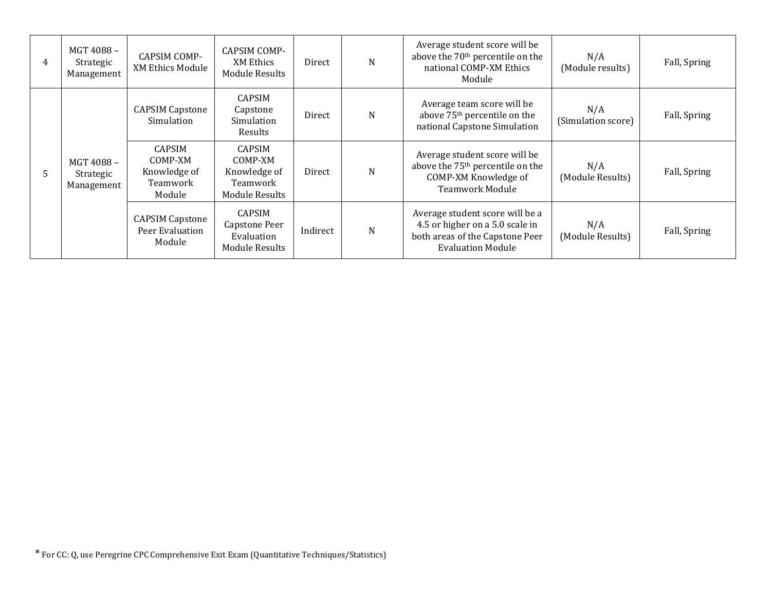| | | | | | | | | |
|---|---|---|---|---|---|---|---|---|
| 4 | MGT 4088 – Strategic Management | CAPSIM COMP-XM Ethics Module | CAPSIM COMP-XM Ethics Module Results | Direct | N | Average student score will be above the 70th percentile on the national COMP-XM Ethics Module | N/A (Module results) | Fall, Spring |
| 5 | MGT 4088 – Strategic Management | CAPSIM Capstone Simulation | CAPSIM Capstone Simulation Results | Direct | N | Average team score will be above 75th percentile on the national Capstone Simulation | N/A (Simulation score) | Fall, Spring |
| | | CAPSIM COMP-XM Knowledge of Teamwork Module | CAPSIM COMP-XM Knowledge of Teamwork Module Results | Direct | N | Average student score will be above the 75th percentile on the COMP-XM Knowledge of Teamwork Module | N/A (Module Results) | Fall, Spring |
| | | CAPSIM Capstone Peer Evaluation Module | CAPSIM Capstone Peer Evaluation Module Results | Indirect | N | Average student score will be a 4.5 or higher on a 5.0 scale in both areas of the Capstone Peer Evaluation Module | N/A (Module Results) | Fall, Spring |

* For CC: Q, use Peregrine CPC Comprehensive Exit Exam (Quantitative Techniques/Statistics)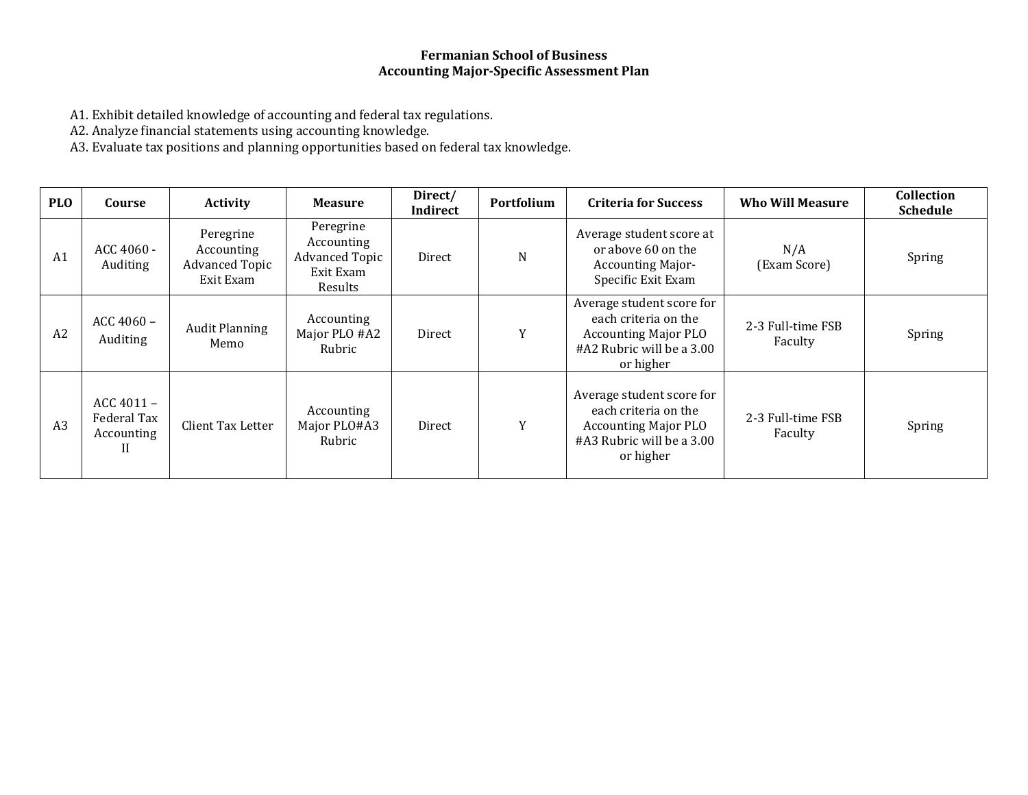**Fermanian School of Business**
**Accounting Major-Specific Assessment Plan**

A1. Exhibit detailed knowledge of accounting and federal tax regulations.
A2. Analyze financial statements using accounting knowledge.
A3. Evaluate tax positions and planning opportunities based on federal tax knowledge.

| PLO | Course | Activity | Measure | Direct/ Indirect | Portfolium | Criteria for Success | Who Will Measure | Collection Schedule |
|---|---|---|---|---|---|---|---|---|
| A1 | ACC 4060 - Auditing | Peregrine Accounting Advanced Topic Exit Exam | Peregrine Accounting Advanced Topic Exit Exam Results | Direct | N | Average student score at or above 60 on the Accounting Major-Specific Exit Exam | N/A (Exam Score) | Spring |
| A2 | ACC 4060 – Auditing | Audit Planning Memo | Accounting Major PLO #A2 Rubric | Direct | Y | Average student score for each criteria on the Accounting Major PLO #A2 Rubric will be a 3.00 or higher | 2-3 Full-time FSB Faculty | Spring |
| A3 | ACC 4011 – Federal Tax Accounting II | Client Tax Letter | Accounting Major PLO#A3 Rubric | Direct | Y | Average student score for each criteria on the Accounting Major PLO #A3 Rubric will be a 3.00 or higher | 2-3 Full-time FSB Faculty | Spring |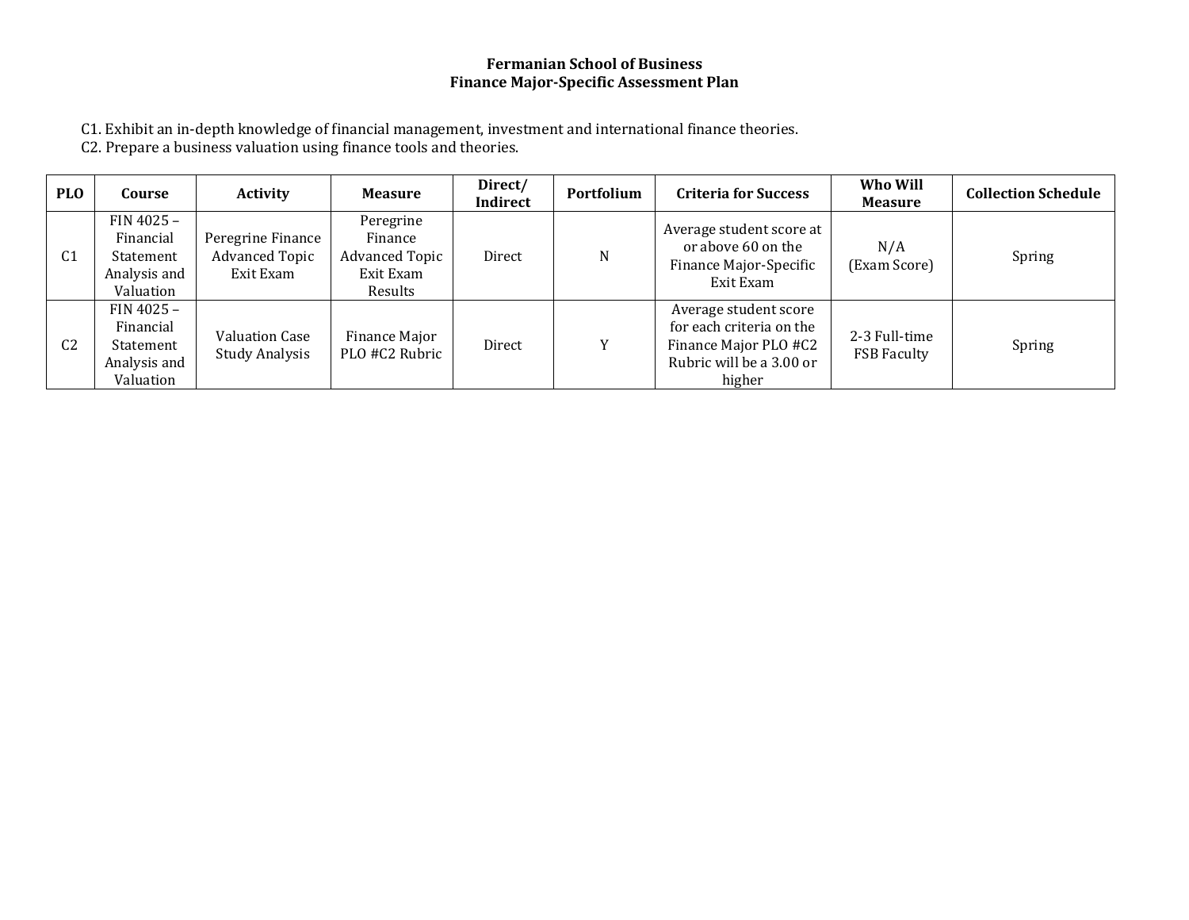# Fermanian School of Business
## Finance Major-Specific Assessment Plan

C1. Exhibit an in-depth knowledge of financial management, investment and international finance theories.
C2. Prepare a business valuation using finance tools and theories.

| PLO | Course | Activity | Measure | Direct/ Indirect | Portfolium | Criteria for Success | Who Will Measure | Collection Schedule |
|---|---|---|---|---|---|---|---|---|
| C1 | FIN 4025 – Financial Statement Analysis and Valuation | Peregrine Finance Advanced Topic Exit Exam | Peregrine Finance Advanced Topic Exit Exam Results | Direct | N | Average student score at or above 60 on the Finance Major-Specific Exit Exam | N/A (Exam Score) | Spring |
| C2 | FIN 4025 – Financial Statement Analysis and Valuation | Valuation Case Study Analysis | Finance Major PLO #C2 Rubric | Direct | Y | Average student score for each criteria on the Finance Major PLO #C2 Rubric will be a 3.00 or higher | 2-3 Full-time FSB Faculty | Spring |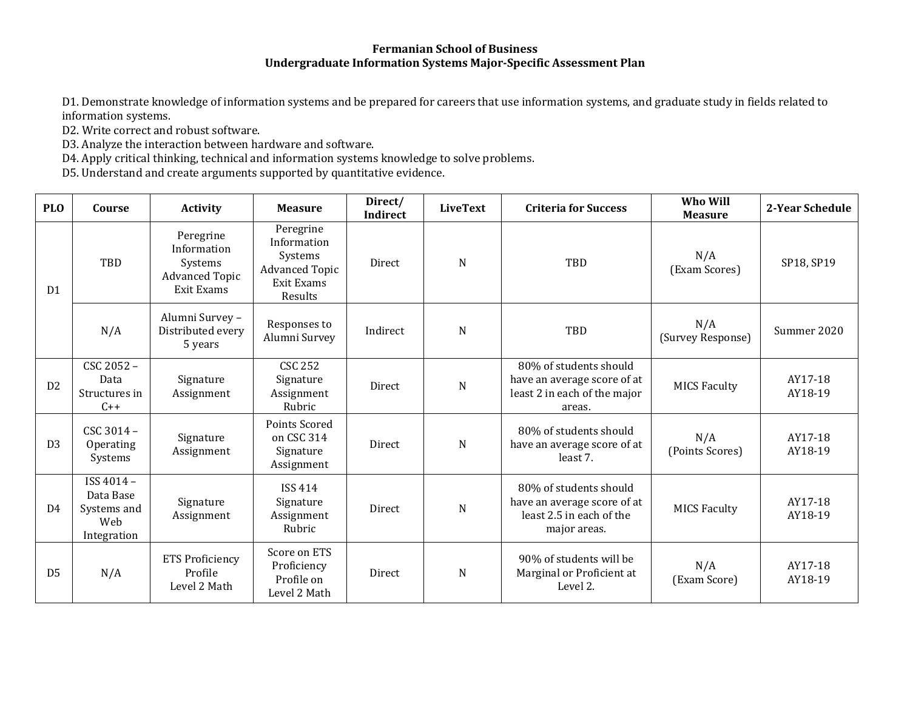**Fermanian School of Business**
**Undergraduate Information Systems Major-Specific Assessment Plan**

D1. Demonstrate knowledge of information systems and be prepared for careers that use information systems, and graduate study in fields related to information systems.
D2. Write correct and robust software.
D3. Analyze the interaction between hardware and software.
D4. Apply critical thinking, technical and information systems knowledge to solve problems.
D5. Understand and create arguments supported by quantitative evidence.

| PLO | Course | Activity | Measure | Direct/ Indirect | LiveText | Criteria for Success | Who Will Measure | 2-Year Schedule |
|---|---|---|---|---|---|---|---|---|
| D1 | TBD | Peregrine Information Systems Advanced Topic Exit Exams | Peregrine Information Systems Advanced Topic Exit Exams Results | Direct | N | TBD | N/A (Exam Scores) | SP18, SP19 |
| | N/A | Alumni Survey – Distributed every 5 years | Responses to Alumni Survey | Indirect | N | TBD | N/A (Survey Response) | Summer 2020 |
| D2 | CSC 2052 – Data Structures in C++ | Signature Assignment | CSC 252 Signature Assignment Rubric | Direct | N | 80% of students should have an average score of at least 2 in each of the major areas. | MICS Faculty | AY17-18 AY18-19 |
| D3 | CSC 3014 – Operating Systems | Signature Assignment | Points Scored on CSC 314 Signature Assignment | Direct | N | 80% of students should have an average score of at least 7. | N/A (Points Scores) | AY17-18 AY18-19 |
| D4 | ISS 4014 – Data Base Systems and Web Integration | Signature Assignment | ISS 414 Signature Assignment Rubric | Direct | N | 80% of students should have an average score of at least 2.5 in each of the major areas. | MICS Faculty | AY17-18 AY18-19 |
| D5 | N/A | ETS Proficiency Profile Level 2 Math | Score on ETS Proficiency Profile on Level 2 Math | Direct | N | 90% of students will be Marginal or Proficient at Level 2. | N/A (Exam Score) | AY17-18 AY18-19 |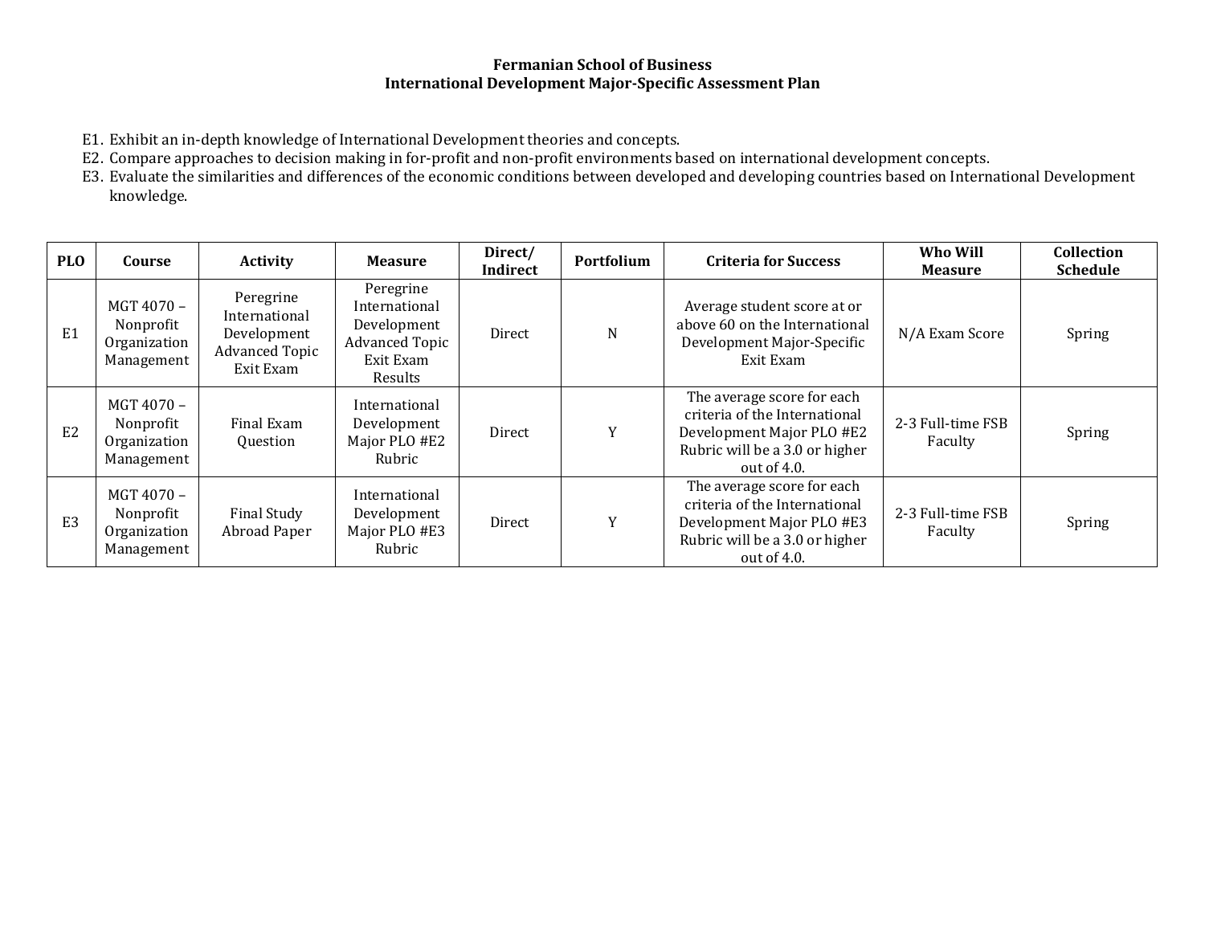**Fermanian School of Business**
**International Development Major-Specific Assessment Plan**

E1. Exhibit an in-depth knowledge of International Development theories and concepts.
E2. Compare approaches to decision making in for-profit and non-profit environments based on international development concepts.
E3. Evaluate the similarities and differences of the economic conditions between developed and developing countries based on International Development knowledge.

| PLO | Course | Activity | Measure | Direct/ Indirect | Portfolium | Criteria for Success | Who Will Measure | Collection Schedule |
|---|---|---|---|---|---|---|---|---|
| E1 | MGT 4070 – Nonprofit Organization Management | Peregrine International Development Advanced Topic Exit Exam | Peregrine International Development Advanced Topic Exit Exam Results | Direct | N | Average student score at or above 60 on the International Development Major-Specific Exit Exam | N/A Exam Score | Spring |
| E2 | MGT 4070 – Nonprofit Organization Management | Final Exam Question | International Development Major PLO #E2 Rubric | Direct | Y | The average score for each criteria of the International Development Major PLO #E2 Rubric will be a 3.0 or higher out of 4.0. | 2-3 Full-time FSB Faculty | Spring |
| E3 | MGT 4070 – Nonprofit Organization Management | Final Study Abroad Paper | International Development Major PLO #E3 Rubric | Direct | Y | The average score for each criteria of the International Development Major PLO #E3 Rubric will be a 3.0 or higher out of 4.0. | 2-3 Full-time FSB Faculty | Spring |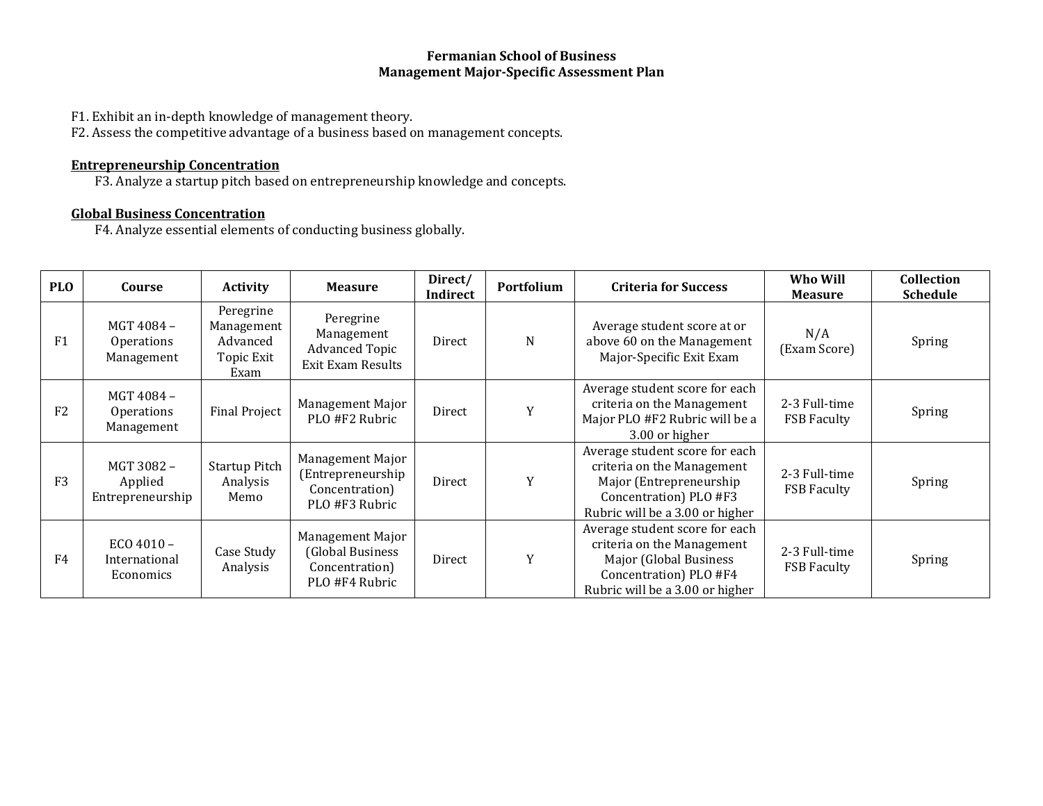# Fermanian School of Business
## Management Major-Specific Assessment Plan

F1. Exhibit an in-depth knowledge of management theory.
F2. Assess the competitive advantage of a business based on management concepts.

**Entrepreneurship Concentration**

F3. Analyze a startup pitch based on entrepreneurship knowledge and concepts.

**Global Business Concentration**

F4. Analyze essential elements of conducting business globally.

| PLO | Course | Activity | Measure | Direct/ Indirect | Portfolium | Criteria for Success | Who Will Measure | Collection Schedule |
|---|---|---|---|---|---|---|---|---|
| F1 | MGT 4084 – Operations Management | Peregrine Management Advanced Topic Exit Exam | Peregrine Management Advanced Topic Exit Exam Results | Direct | N | Average student score at or above 60 on the Management Major-Specific Exit Exam | N/A (Exam Score) | Spring |
| F2 | MGT 4084 – Operations Management | Final Project | Management Major PLO #F2 Rubric | Direct | Y | Average student score for each criteria on the Management Major PLO #F2 Rubric will be a 3.00 or higher | 2-3 Full-time FSB Faculty | Spring |
| F3 | MGT 3082 – Applied Entrepreneurship | Startup Pitch Analysis Memo | Management Major (Entrepreneurship Concentration) PLO #F3 Rubric | Direct | Y | Average student score for each criteria on the Management Major (Entrepreneurship Concentration) PLO #F3 Rubric will be a 3.00 or higher | 2-3 Full-time FSB Faculty | Spring |
| F4 | ECO 4010 – International Economics | Case Study Analysis | Management Major (Global Business Concentration) PLO #F4 Rubric | Direct | Y | Average student score for each criteria on the Management Major (Global Business Concentration) PLO #F4 Rubric will be a 3.00 or higher | 2-3 Full-time FSB Faculty | Spring |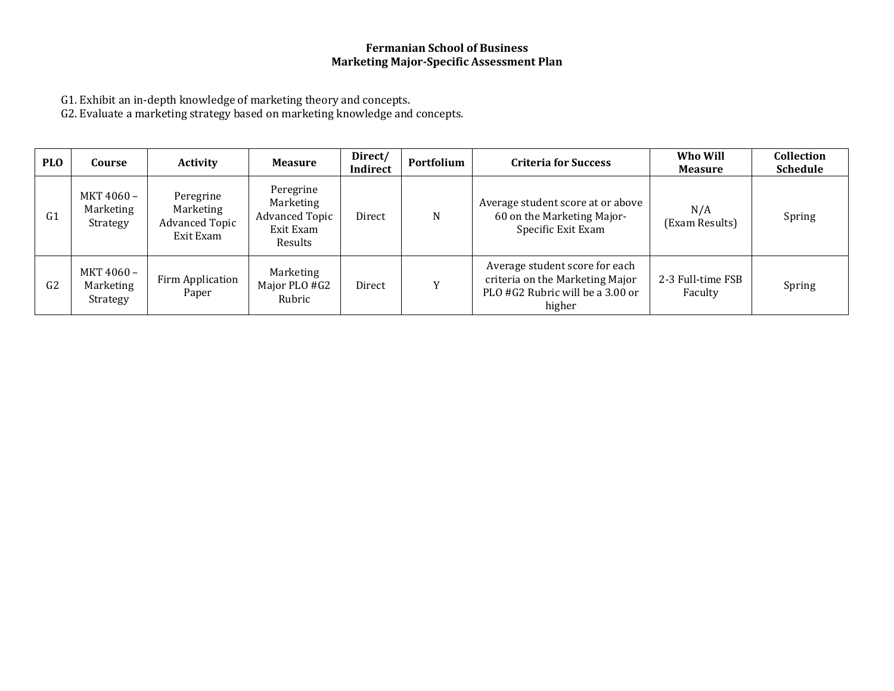**Fermanian School of Business**
**Marketing Major-Specific Assessment Plan**

G1. Exhibit an in-depth knowledge of marketing theory and concepts.
G2. Evaluate a marketing strategy based on marketing knowledge and concepts.

| PLO | Course | Activity | Measure | Direct/ Indirect | Portfolium | Criteria for Success | Who Will Measure | Collection Schedule |
|---|---|---|---|---|---|---|---|---|
| G1 | MKT 4060 – Marketing Strategy | Peregrine Marketing Advanced Topic Exit Exam | Peregrine Marketing Advanced Topic Exit Exam Results | Direct | N | Average student score at or above 60 on the Marketing Major-Specific Exit Exam | N/A (Exam Results) | Spring |
| G2 | MKT 4060 – Marketing Strategy | Firm Application Paper | Marketing Major PLO #G2 Rubric | Direct | Y | Average student score for each criteria on the Marketing Major PLO #G2 Rubric will be a 3.00 or higher | 2-3 Full-time FSB Faculty | Spring |